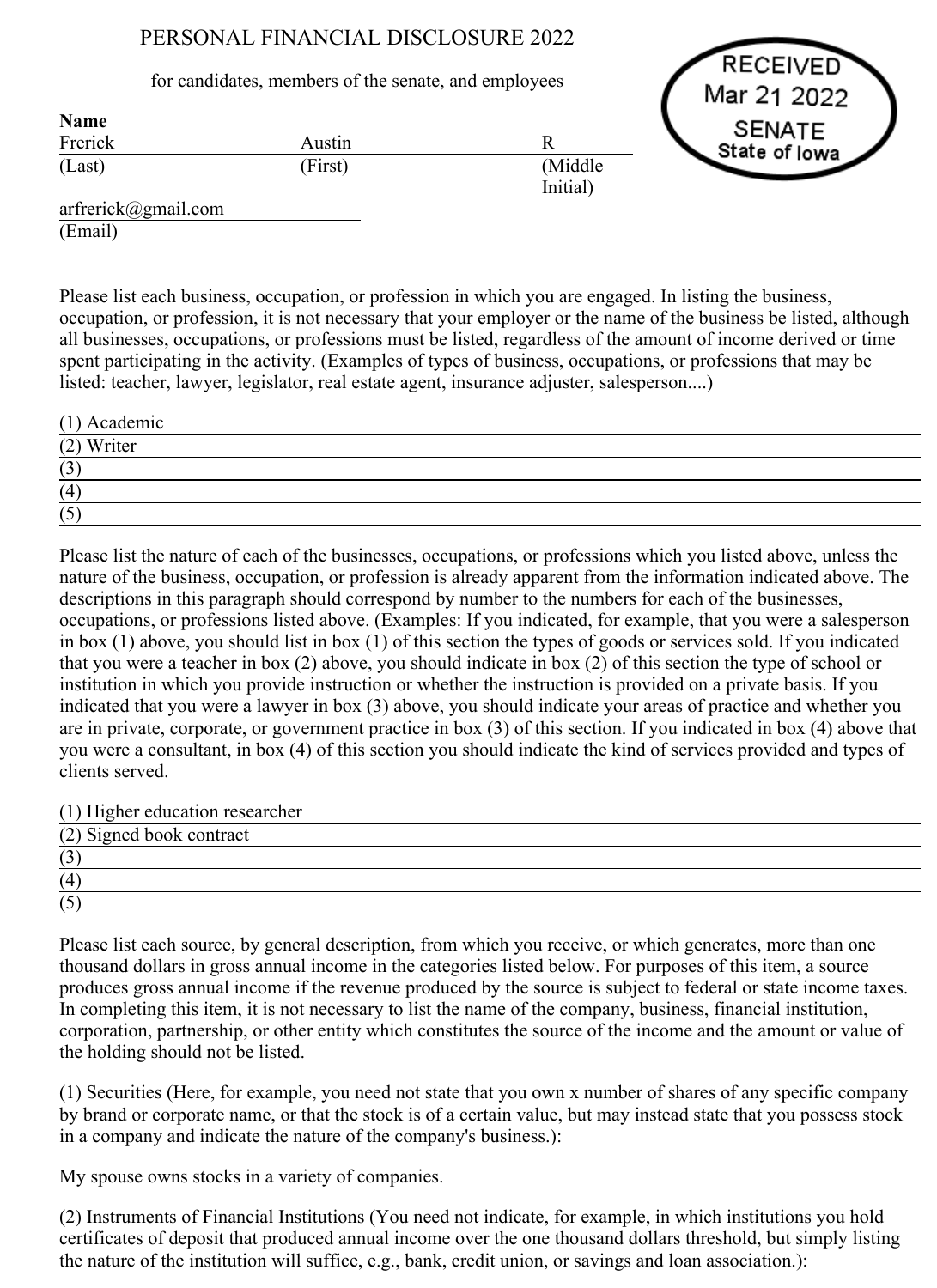# PERSONAL FINANCIAL DISCLOSURE 2022

for candidates, members of the senate, and employees

RECEIVED
Mar 21 2022
SENATE
State of Iowa

**Name**

| Frerick | Austin | R |
|---|---|---|
| (Last) | (First) | (Middle Initial) |

arfrerick@gmail.com
(Email)

Please list each business, occupation, or profession in which you are engaged. In listing the business, occupation, or profession, it is not necessary that your employer or the name of the business be listed, although all businesses, occupations, or professions must be listed, regardless of the amount of income derived or time spent participating in the activity. (Examples of types of business, occupations, or professions that may be listed: teacher, lawyer, legislator, real estate agent, insurance adjuster, salesperson....)

(1) Academic
(2) Writer
(3)
(4)
(5)

Please list the nature of each of the businesses, occupations, or professions which you listed above, unless the nature of the business, occupation, or profession is already apparent from the information indicated above. The descriptions in this paragraph should correspond by number to the numbers for each of the businesses, occupations, or professions listed above. (Examples: If you indicated, for example, that you were a salesperson in box (1) above, you should list in box (1) of this section the types of goods or services sold. If you indicated that you were a teacher in box (2) above, you should indicate in box (2) of this section the type of school or institution in which you provide instruction or whether the instruction is provided on a private basis. If you indicated that you were a lawyer in box (3) above, you should indicate your areas of practice and whether you are in private, corporate, or government practice in box (3) of this section. If you indicated in box (4) above that you were a consultant, in box (4) of this section you should indicate the kind of services provided and types of clients served.

(1) Higher education researcher
(2) Signed book contract
(3)
(4)
(5)

Please list each source, by general description, from which you receive, or which generates, more than one thousand dollars in gross annual income in the categories listed below. For purposes of this item, a source produces gross annual income if the revenue produced by the source is subject to federal or state income taxes. In completing this item, it is not necessary to list the name of the company, business, financial institution, corporation, partnership, or other entity which constitutes the source of the income and the amount or value of the holding should not be listed.

(1) Securities (Here, for example, you need not state that you own x number of shares of any specific company by brand or corporate name, or that the stock is of a certain value, but may instead state that you possess stock in a company and indicate the nature of the company's business.):

My spouse owns stocks in a variety of companies.

(2) Instruments of Financial Institutions (You need not indicate, for example, in which institutions you hold certificates of deposit that produced annual income over the one thousand dollars threshold, but simply listing the nature of the institution will suffice, e.g., bank, credit union, or savings and loan association.):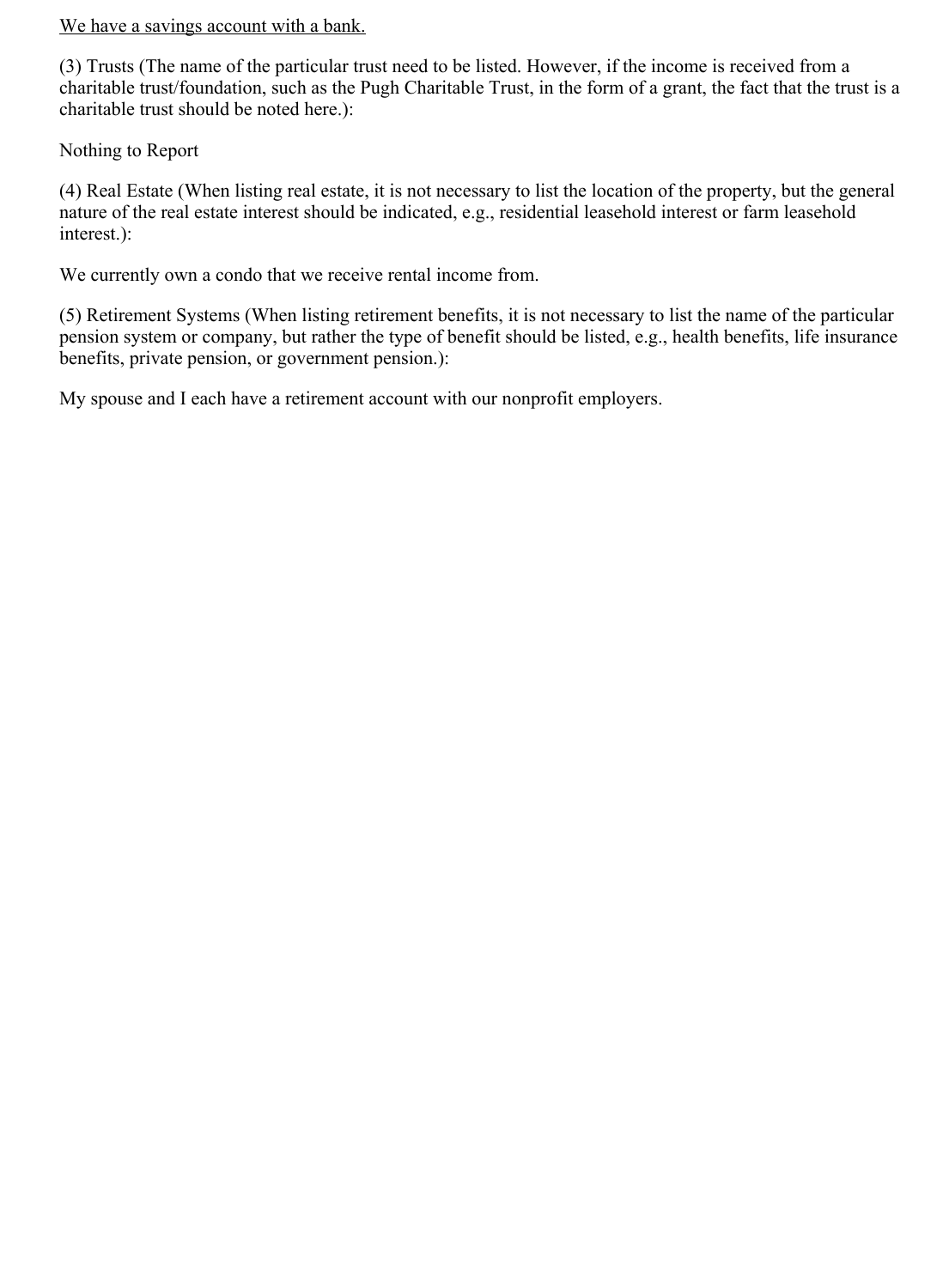<u>We have a savings account with a bank.</u>

(3) Trusts (The name of the particular trust need to be listed. However, if the income is received from a charitable trust/foundation, such as the Pugh Charitable Trust, in the form of a grant, the fact that the trust is a charitable trust should be noted here.):

Nothing to Report

(4) Real Estate (When listing real estate, it is not necessary to list the location of the property, but the general nature of the real estate interest should be indicated, e.g., residential leasehold interest or farm leasehold interest.):

We currently own a condo that we receive rental income from.

(5) Retirement Systems (When listing retirement benefits, it is not necessary to list the name of the particular pension system or company, but rather the type of benefit should be listed, e.g., health benefits, life insurance benefits, private pension, or government pension.):

My spouse and I each have a retirement account with our nonprofit employers.